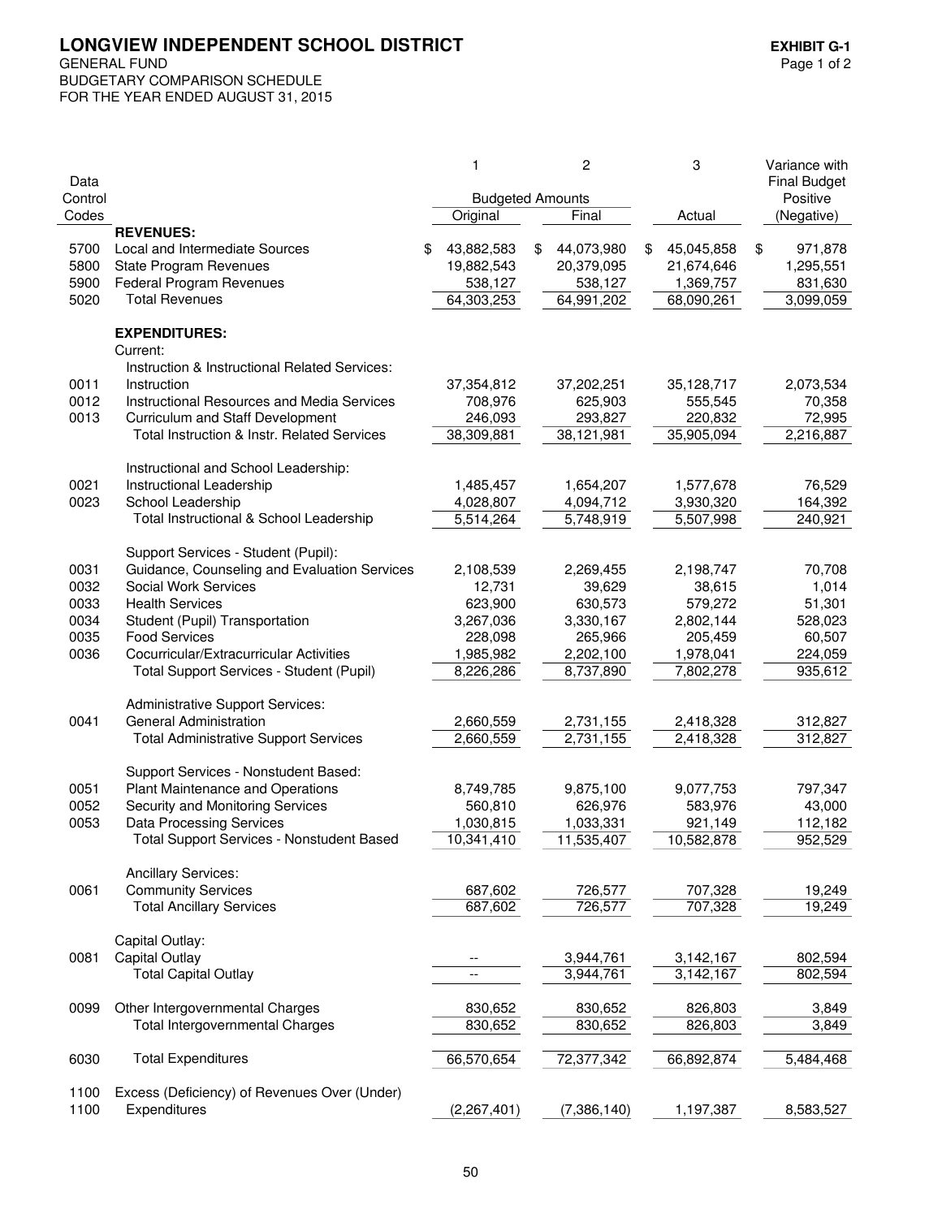# LONGVIEW INDEPENDENT SCHOOL DISTRICT

**EXHIBIT G-1**

GENERAL FUND
BUDGETARY COMPARISON SCHEDULE
FOR THE YEAR ENDED AUGUST 31, 2015

| Data Control Codes | | 1 Budgeted Amounts Original | 2 Budgeted Amounts Final | 3 Actual | Variance with Final Budget Positive (Negative) |
|---|---|---|---|---|---|
| | **REVENUES:** | | | | |
| 5700 | Local and Intermediate Sources | $ 43,882,583 | $ 44,073,980 | $ 45,045,858 | $ 971,878 |
| 5800 | State Program Revenues | 19,882,543 | 20,379,095 | 21,674,646 | 1,295,551 |
| 5900 | Federal Program Revenues | 538,127 | 538,127 | 1,369,757 | 831,630 |
| 5020 | Total Revenues | 64,303,253 | 64,991,202 | 68,090,261 | 3,099,059 |
| | **EXPENDITURES:** | | | | |
| | Current: | | | | |
| | Instruction & Instructional Related Services: | | | | |
| 0011 | Instruction | 37,354,812 | 37,202,251 | 35,128,717 | 2,073,534 |
| 0012 | Instructional Resources and Media Services | 708,976 | 625,903 | 555,545 | 70,358 |
| 0013 | Curriculum and Staff Development | 246,093 | 293,827 | 220,832 | 72,995 |
| | Total Instruction & Instr. Related Services | 38,309,881 | 38,121,981 | 35,905,094 | 2,216,887 |
| | Instructional and School Leadership: | | | | |
| 0021 | Instructional Leadership | 1,485,457 | 1,654,207 | 1,577,678 | 76,529 |
| 0023 | School Leadership | 4,028,807 | 4,094,712 | 3,930,320 | 164,392 |
| | Total Instructional & School Leadership | 5,514,264 | 5,748,919 | 5,507,998 | 240,921 |
| | Support Services - Student (Pupil): | | | | |
| 0031 | Guidance, Counseling and Evaluation Services | 2,108,539 | 2,269,455 | 2,198,747 | 70,708 |
| 0032 | Social Work Services | 12,731 | 39,629 | 38,615 | 1,014 |
| 0033 | Health Services | 623,900 | 630,573 | 579,272 | 51,301 |
| 0034 | Student (Pupil) Transportation | 3,267,036 | 3,330,167 | 2,802,144 | 528,023 |
| 0035 | Food Services | 228,098 | 265,966 | 205,459 | 60,507 |
| 0036 | Cocurricular/Extracurricular Activities | 1,985,982 | 2,202,100 | 1,978,041 | 224,059 |
| | Total Support Services - Student (Pupil) | 8,226,286 | 8,737,890 | 7,802,278 | 935,612 |
| | Administrative Support Services: | | | | |
| 0041 | General Administration | 2,660,559 | 2,731,155 | 2,418,328 | 312,827 |
| | Total Administrative Support Services | 2,660,559 | 2,731,155 | 2,418,328 | 312,827 |
| | Support Services - Nonstudent Based: | | | | |
| 0051 | Plant Maintenance and Operations | 8,749,785 | 9,875,100 | 9,077,753 | 797,347 |
| 0052 | Security and Monitoring Services | 560,810 | 626,976 | 583,976 | 43,000 |
| 0053 | Data Processing Services | 1,030,815 | 1,033,331 | 921,149 | 112,182 |
| | Total Support Services - Nonstudent Based | 10,341,410 | 11,535,407 | 10,582,878 | 952,529 |
| | Ancillary Services: | | | | |
| 0061 | Community Services | 687,602 | 726,577 | 707,328 | 19,249 |
| | Total Ancillary Services | 687,602 | 726,577 | 707,328 | 19,249 |
| | Capital Outlay: | | | | |
| 0081 | Capital Outlay | -- | 3,944,761 | 3,142,167 | 802,594 |
| | Total Capital Outlay | -- | 3,944,761 | 3,142,167 | 802,594 |
| 0099 | Other Intergovernmental Charges | 830,652 | 830,652 | 826,803 | 3,849 |
| | Total Intergovernmental Charges | 830,652 | 830,652 | 826,803 | 3,849 |
| 6030 | Total Expenditures | 66,570,654 | 72,377,342 | 66,892,874 | 5,484,468 |
| 1100 | Excess (Deficiency) of Revenues Over (Under) Expenditures | (2,267,401) | (7,386,140) | 1,197,387 | 8,583,527 |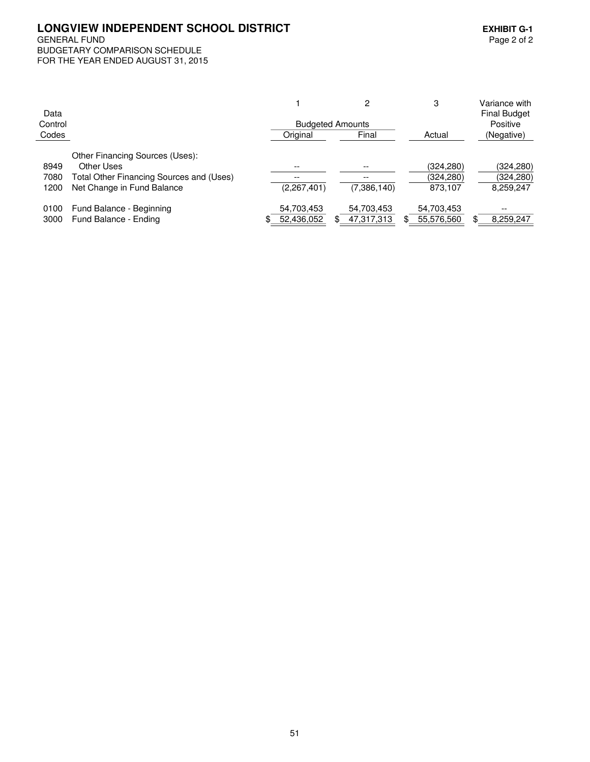**LONGVIEW INDEPENDENT SCHOOL DISTRICT**
GENERAL FUND
BUDGETARY COMPARISON SCHEDULE
FOR THE YEAR ENDED AUGUST 31, 2015

**EXHIBIT G-1**

| Data Control Codes | | 1 Budgeted Amounts Original | 2 Budgeted Amounts Final | 3 Actual | Variance with Final Budget Positive (Negative) |
|---|---|---|---|---|---|
| | Other Financing Sources (Uses): | | | | |
| 8949 | Other Uses | -- | -- | (324,280) | (324,280) |
| 7080 | Total Other Financing Sources and (Uses) | -- | -- | (324,280) | (324,280) |
| 1200 | Net Change in Fund Balance | (2,267,401) | (7,386,140) | 873,107 | 8,259,247 |
| 0100 | Fund Balance - Beginning | 54,703,453 | 54,703,453 | 54,703,453 | -- |
| 3000 | Fund Balance - Ending | $ 52,436,052 | $ 47,317,313 | $ 55,576,560 | $ 8,259,247 |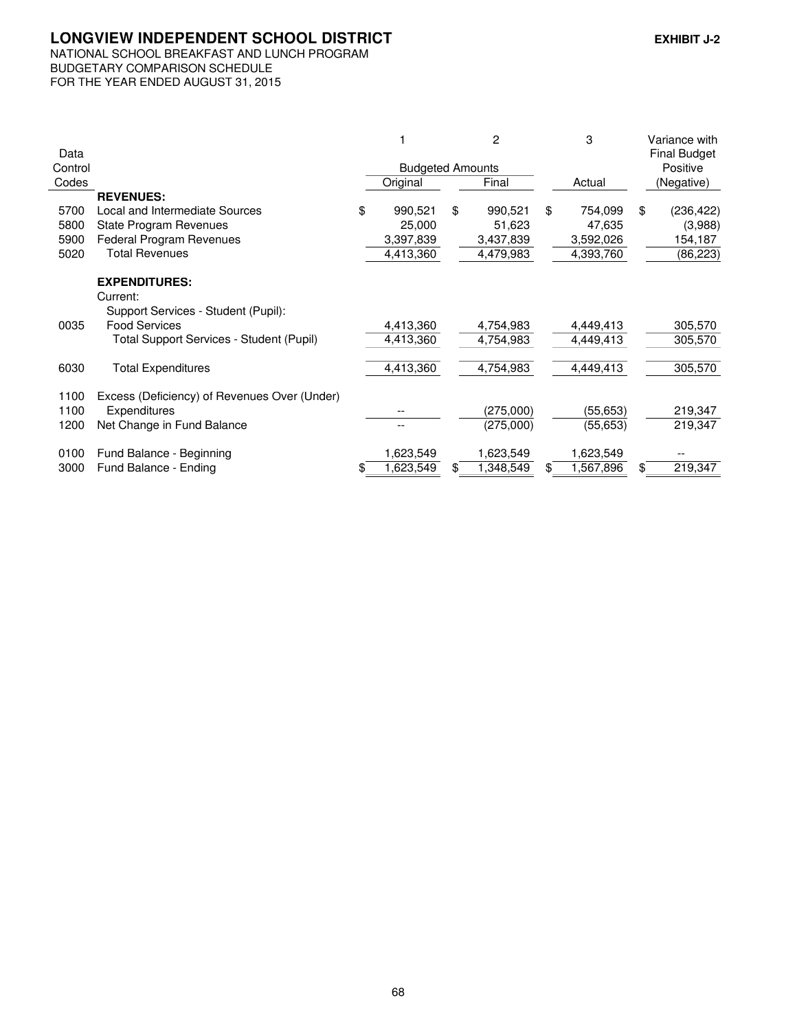# LONGVIEW INDEPENDENT SCHOOL DISTRICT

**EXHIBIT J-2**

NATIONAL SCHOOL BREAKFAST AND LUNCH PROGRAM
BUDGETARY COMPARISON SCHEDULE
FOR THE YEAR ENDED AUGUST 31, 2015

| Data Control Codes | | 1<br>Budgeted Amounts<br>Original | 2<br><br>Final | 3<br><br>Actual | Variance with Final Budget Positive (Negative) |
|---|---|---|---|---|---|
| | **REVENUES:** | | | | |
| 5700 | Local and Intermediate Sources | $ 990,521 | $ 990,521 | $ 754,099 | $ (236,422) |
| 5800 | State Program Revenues | 25,000 | 51,623 | 47,635 | (3,988) |
| 5900 | Federal Program Revenues | 3,397,839 | 3,437,839 | 3,592,026 | 154,187 |
| 5020 | Total Revenues | 4,413,360 | 4,479,983 | 4,393,760 | (86,223) |
| | **EXPENDITURES:** | | | | |
| | Current: | | | | |
| | Support Services - Student (Pupil): | | | | |
| 0035 | Food Services | 4,413,360 | 4,754,983 | 4,449,413 | 305,570 |
| | Total Support Services - Student (Pupil) | 4,413,360 | 4,754,983 | 4,449,413 | 305,570 |
| 6030 | Total Expenditures | 4,413,360 | 4,754,983 | 4,449,413 | 305,570 |
| 1100 | Excess (Deficiency) of Revenues Over (Under) | | | | |
| 1100 | Expenditures | -- | (275,000) | (55,653) | 219,347 |
| 1200 | Net Change in Fund Balance | -- | (275,000) | (55,653) | 219,347 |
| 0100 | Fund Balance - Beginning | 1,623,549 | 1,623,549 | 1,623,549 | -- |
| 3000 | Fund Balance - Ending | $ 1,623,549 | $ 1,348,549 | $ 1,567,896 | $ 219,347 |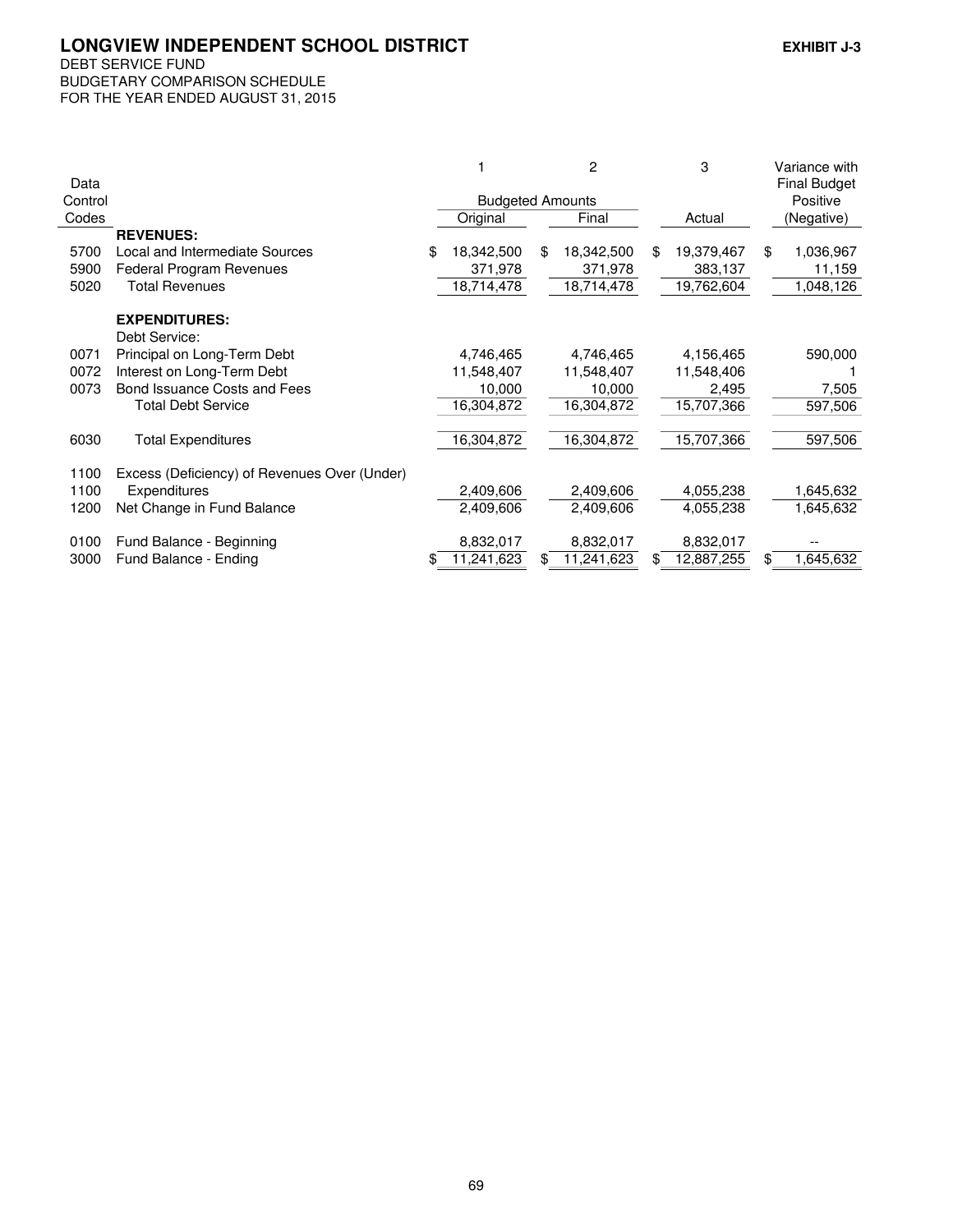# LONGVIEW INDEPENDENT SCHOOL DISTRICT

**EXHIBIT J-3**

DEBT SERVICE FUND
BUDGETARY COMPARISON SCHEDULE
FOR THE YEAR ENDED AUGUST 31, 2015

| Data Control Codes | | 1 Budgeted Amounts Original | 2 Budgeted Amounts Final | 3 Actual | Variance with Final Budget Positive (Negative) |
|---|---|---|---|---|---|
| | **REVENUES:** | | | | |
| 5700 | Local and Intermediate Sources | $ 18,342,500 | $ 18,342,500 | $ 19,379,467 | $ 1,036,967 |
| 5900 | Federal Program Revenues | 371,978 | 371,978 | 383,137 | 11,159 |
| 5020 | Total Revenues | 18,714,478 | 18,714,478 | 19,762,604 | 1,048,126 |
| | **EXPENDITURES:** | | | | |
| | Debt Service: | | | | |
| 0071 | Principal on Long-Term Debt | 4,746,465 | 4,746,465 | 4,156,465 | 590,000 |
| 0072 | Interest on Long-Term Debt | 11,548,407 | 11,548,407 | 11,548,406 | 1 |
| 0073 | Bond Issuance Costs and Fees | 10,000 | 10,000 | 2,495 | 7,505 |
| | Total Debt Service | 16,304,872 | 16,304,872 | 15,707,366 | 597,506 |
| 6030 | Total Expenditures | 16,304,872 | 16,304,872 | 15,707,366 | 597,506 |
| 1100 | Excess (Deficiency) of Revenues Over (Under) | | | | |
| 1100 | Expenditures | 2,409,606 | 2,409,606 | 4,055,238 | 1,645,632 |
| 1200 | Net Change in Fund Balance | 2,409,606 | 2,409,606 | 4,055,238 | 1,645,632 |
| 0100 | Fund Balance - Beginning | 8,832,017 | 8,832,017 | 8,832,017 | -- |
| 3000 | Fund Balance - Ending | $ 11,241,623 | $ 11,241,623 | $ 12,887,255 | $ 1,645,632 |